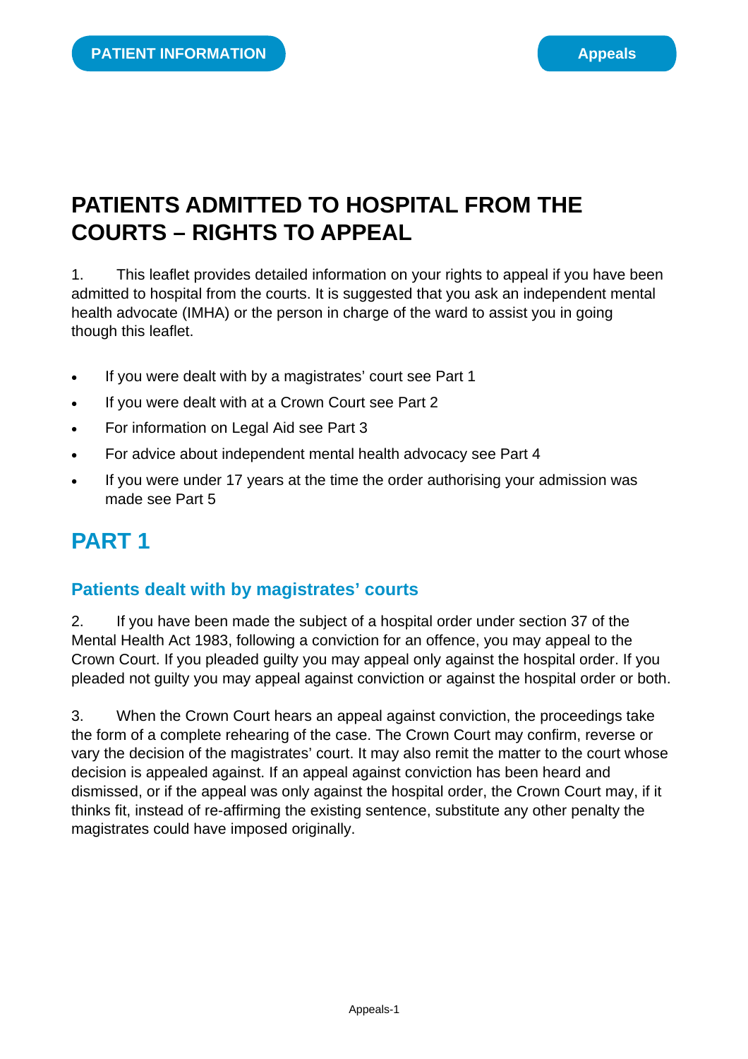PATIENT INFORMATION

Appeals

# PATIENTS ADMITTED TO HOSPITAL FROM THE COURTS – RIGHTS TO APPEAL

1. This leaflet provides detailed information on your rights to appeal if you have been admitted to hospital from the courts. It is suggested that you ask an independent mental health advocate (IMHA) or the person in charge of the ward to assist you in going though this leaflet.

- If you were dealt with by a magistrates' court see Part 1
- If you were dealt with at a Crown Court see Part 2
- For information on Legal Aid see Part 3
- For advice about independent mental health advocacy see Part 4
- If you were under 17 years at the time the order authorising your admission was made see Part 5

## PART 1

### Patients dealt with by magistrates' courts

2. If you have been made the subject of a hospital order under section 37 of the Mental Health Act 1983, following a conviction for an offence, you may appeal to the Crown Court. If you pleaded guilty you may appeal only against the hospital order. If you pleaded not guilty you may appeal against conviction or against the hospital order or both.

3. When the Crown Court hears an appeal against conviction, the proceedings take the form of a complete rehearing of the case. The Crown Court may confirm, reverse or vary the decision of the magistrates' court. It may also remit the matter to the court whose decision is appealed against. If an appeal against conviction has been heard and dismissed, or if the appeal was only against the hospital order, the Crown Court may, if it thinks fit, instead of re-affirming the existing sentence, substitute any other penalty the magistrates could have imposed originally.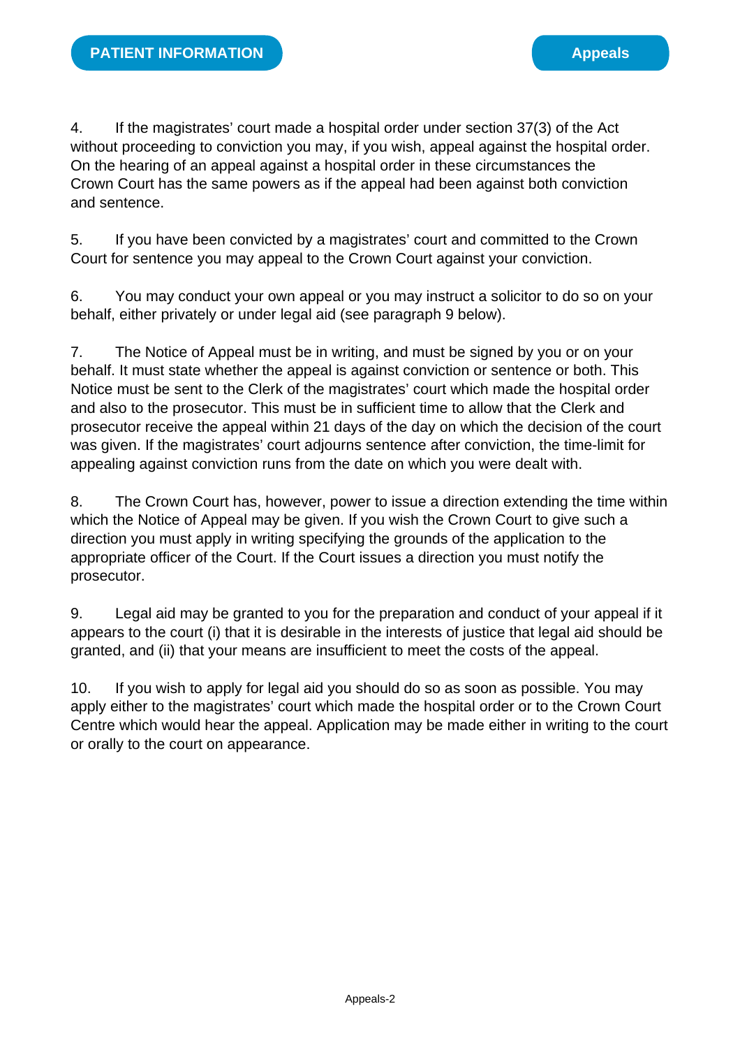4. If the magistrates' court made a hospital order under section 37(3) of the Act without proceeding to conviction you may, if you wish, appeal against the hospital order. On the hearing of an appeal against a hospital order in these circumstances the Crown Court has the same powers as if the appeal had been against both conviction and sentence.

5. If you have been convicted by a magistrates' court and committed to the Crown Court for sentence you may appeal to the Crown Court against your conviction.

6. You may conduct your own appeal or you may instruct a solicitor to do so on your behalf, either privately or under legal aid (see paragraph 9 below).

7. The Notice of Appeal must be in writing, and must be signed by you or on your behalf. It must state whether the appeal is against conviction or sentence or both. This Notice must be sent to the Clerk of the magistrates' court which made the hospital order and also to the prosecutor. This must be in sufficient time to allow that the Clerk and prosecutor receive the appeal within 21 days of the day on which the decision of the court was given. If the magistrates' court adjourns sentence after conviction, the time-limit for appealing against conviction runs from the date on which you were dealt with.

8. The Crown Court has, however, power to issue a direction extending the time within which the Notice of Appeal may be given. If you wish the Crown Court to give such a direction you must apply in writing specifying the grounds of the application to the appropriate officer of the Court. If the Court issues a direction you must notify the prosecutor.

9. Legal aid may be granted to you for the preparation and conduct of your appeal if it appears to the court (i) that it is desirable in the interests of justice that legal aid should be granted, and (ii) that your means are insufficient to meet the costs of the appeal.

10. If you wish to apply for legal aid you should do so as soon as possible. You may apply either to the magistrates' court which made the hospital order or to the Crown Court Centre which would hear the appeal. Application may be made either in writing to the court or orally to the court on appearance.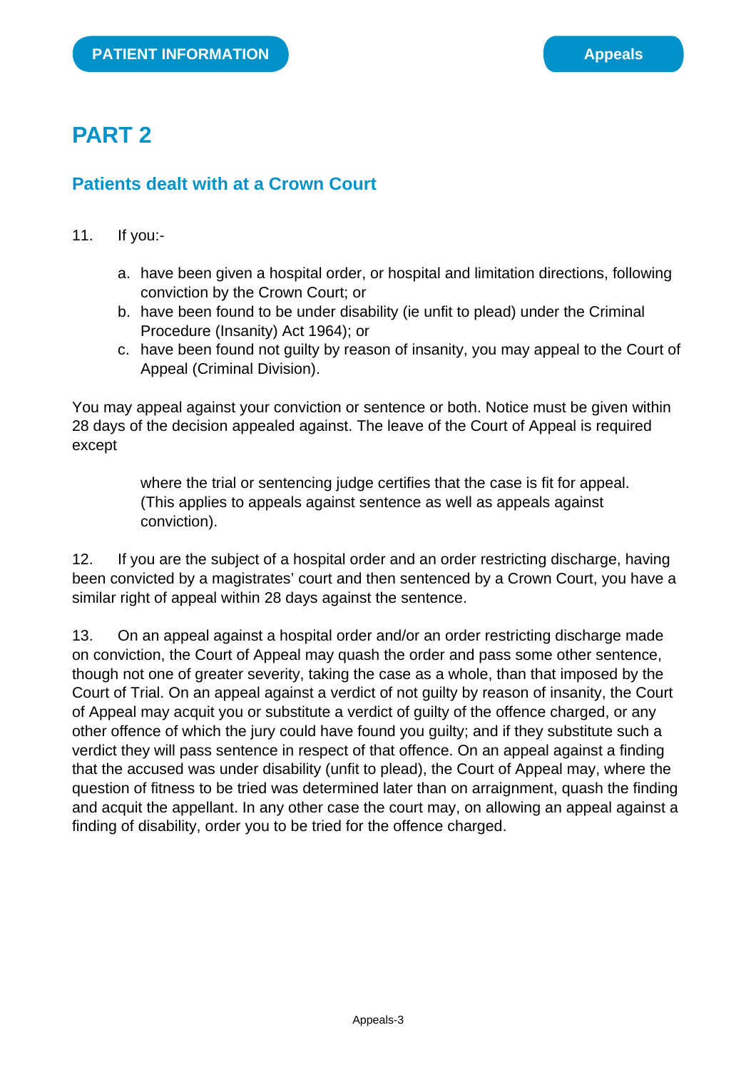# PART 2

## Patients dealt with at a Crown Court

11. If you:-

   a. have been given a hospital order, or hospital and limitation directions, following conviction by the Crown Court; or
   b. have been found to be under disability (ie unfit to plead) under the Criminal Procedure (Insanity) Act 1964); or
   c. have been found not guilty by reason of insanity, you may appeal to the Court of Appeal (Criminal Division).

You may appeal against your conviction or sentence or both. Notice must be given within 28 days of the decision appealed against. The leave of the Court of Appeal is required except

> where the trial or sentencing judge certifies that the case is fit for appeal. (This applies to appeals against sentence as well as appeals against conviction).

12. If you are the subject of a hospital order and an order restricting discharge, having been convicted by a magistrates' court and then sentenced by a Crown Court, you have a similar right of appeal within 28 days against the sentence.

13. On an appeal against a hospital order and/or an order restricting discharge made on conviction, the Court of Appeal may quash the order and pass some other sentence, though not one of greater severity, taking the case as a whole, than that imposed by the Court of Trial. On an appeal against a verdict of not guilty by reason of insanity, the Court of Appeal may acquit you or substitute a verdict of guilty of the offence charged, or any other offence of which the jury could have found you guilty; and if they substitute such a verdict they will pass sentence in respect of that offence. On an appeal against a finding that the accused was under disability (unfit to plead), the Court of Appeal may, where the question of fitness to be tried was determined later than on arraignment, quash the finding and acquit the appellant. In any other case the court may, on allowing an appeal against a finding of disability, order you to be tried for the offence charged.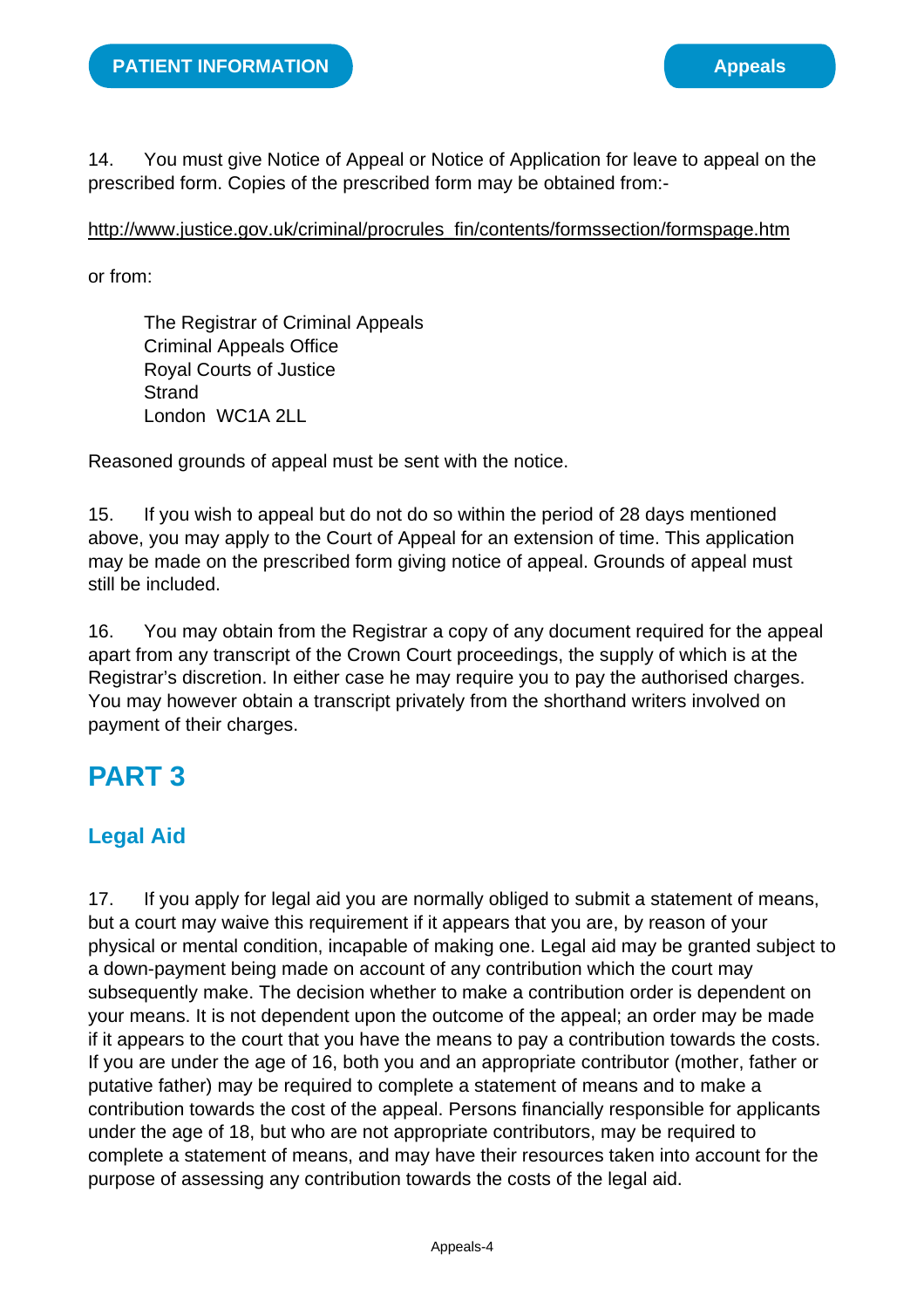14. You must give Notice of Appeal or Notice of Application for leave to appeal on the prescribed form. Copies of the prescribed form may be obtained from:-

http://www.justice.gov.uk/criminal/procrules_fin/contents/formssection/formspage.htm

or from:

The Registrar of Criminal Appeals
Criminal Appeals Office
Royal Courts of Justice
Strand
London WC1A 2LL

Reasoned grounds of appeal must be sent with the notice.

15. If you wish to appeal but do not do so within the period of 28 days mentioned above, you may apply to the Court of Appeal for an extension of time. This application may be made on the prescribed form giving notice of appeal. Grounds of appeal must still be included.

16. You may obtain from the Registrar a copy of any document required for the appeal apart from any transcript of the Crown Court proceedings, the supply of which is at the Registrar's discretion. In either case he may require you to pay the authorised charges. You may however obtain a transcript privately from the shorthand writers involved on payment of their charges.

# PART 3

## Legal Aid

17. If you apply for legal aid you are normally obliged to submit a statement of means, but a court may waive this requirement if it appears that you are, by reason of your physical or mental condition, incapable of making one. Legal aid may be granted subject to a down-payment being made on account of any contribution which the court may subsequently make. The decision whether to make a contribution order is dependent on your means. It is not dependent upon the outcome of the appeal; an order may be made if it appears to the court that you have the means to pay a contribution towards the costs. If you are under the age of 16, both you and an appropriate contributor (mother, father or putative father) may be required to complete a statement of means and to make a contribution towards the cost of the appeal. Persons financially responsible for applicants under the age of 18, but who are not appropriate contributors, may be required to complete a statement of means, and may have their resources taken into account for the purpose of assessing any contribution towards the costs of the legal aid.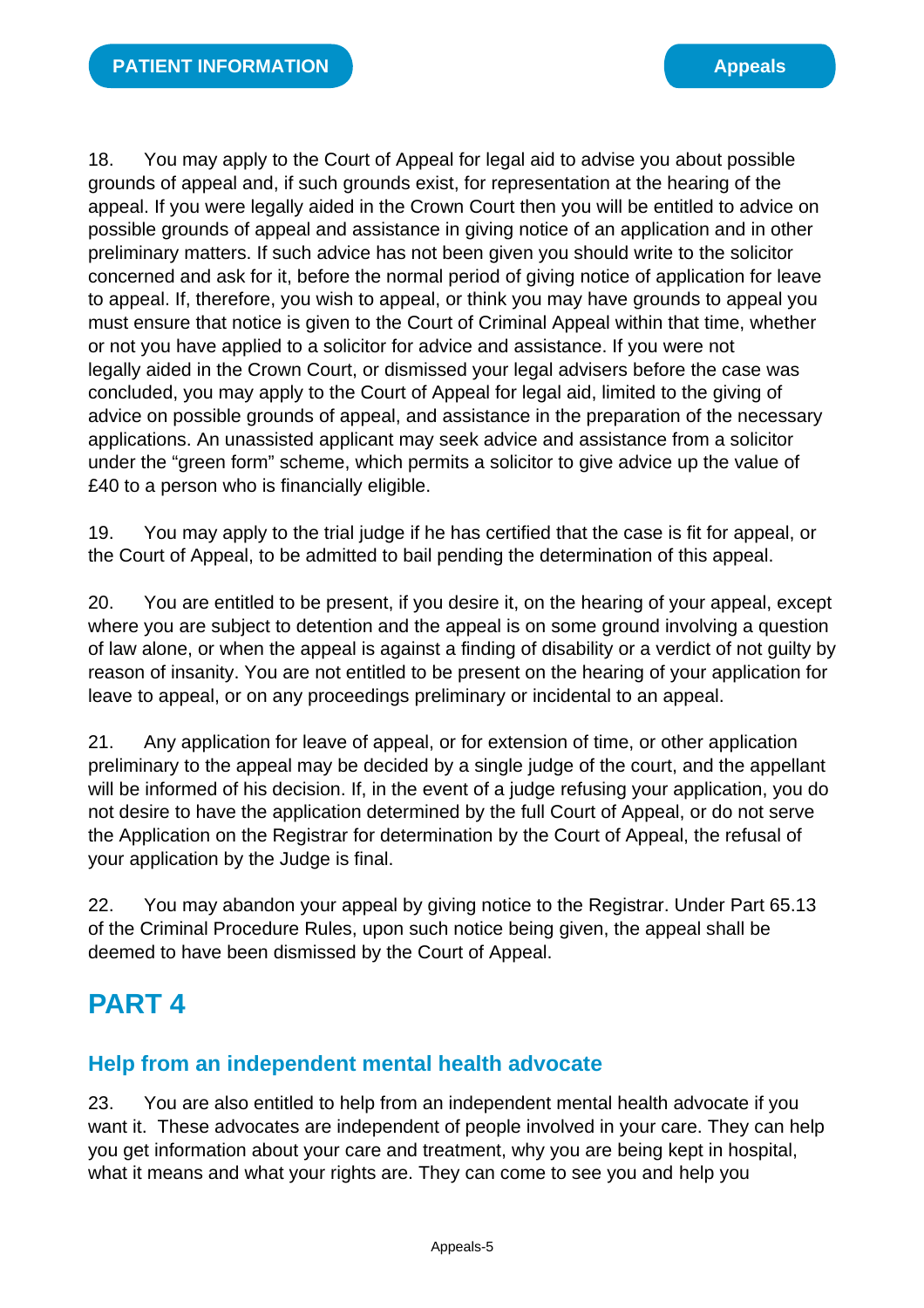18. You may apply to the Court of Appeal for legal aid to advise you about possible grounds of appeal and, if such grounds exist, for representation at the hearing of the appeal. If you were legally aided in the Crown Court then you will be entitled to advice on possible grounds of appeal and assistance in giving notice of an application and in other preliminary matters. If such advice has not been given you should write to the solicitor concerned and ask for it, before the normal period of giving notice of application for leave to appeal. If, therefore, you wish to appeal, or think you may have grounds to appeal you must ensure that notice is given to the Court of Criminal Appeal within that time, whether or not you have applied to a solicitor for advice and assistance. If you were not legally aided in the Crown Court, or dismissed your legal advisers before the case was concluded, you may apply to the Court of Appeal for legal aid, limited to the giving of advice on possible grounds of appeal, and assistance in the preparation of the necessary applications. An unassisted applicant may seek advice and assistance from a solicitor under the "green form" scheme, which permits a solicitor to give advice up the value of £40 to a person who is financially eligible.

19. You may apply to the trial judge if he has certified that the case is fit for appeal, or the Court of Appeal, to be admitted to bail pending the determination of this appeal.

20. You are entitled to be present, if you desire it, on the hearing of your appeal, except where you are subject to detention and the appeal is on some ground involving a question of law alone, or when the appeal is against a finding of disability or a verdict of not guilty by reason of insanity. You are not entitled to be present on the hearing of your application for leave to appeal, or on any proceedings preliminary or incidental to an appeal.

21. Any application for leave of appeal, or for extension of time, or other application preliminary to the appeal may be decided by a single judge of the court, and the appellant will be informed of his decision. If, in the event of a judge refusing your application, you do not desire to have the application determined by the full Court of Appeal, or do not serve the Application on the Registrar for determination by the Court of Appeal, the refusal of your application by the Judge is final.

22. You may abandon your appeal by giving notice to the Registrar. Under Part 65.13 of the Criminal Procedure Rules, upon such notice being given, the appeal shall be deemed to have been dismissed by the Court of Appeal.

# PART 4

## Help from an independent mental health advocate

23. You are also entitled to help from an independent mental health advocate if you want it. These advocates are independent of people involved in your care. They can help you get information about your care and treatment, why you are being kept in hospital, what it means and what your rights are. They can come to see you and help you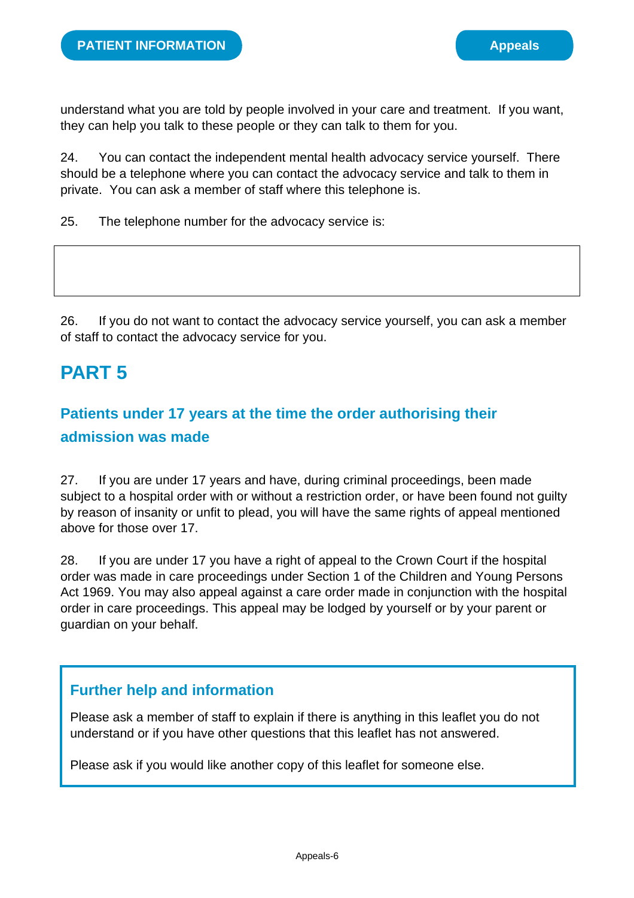understand what you are told by people involved in your care and treatment. If you want, they can help you talk to these people or they can talk to them for you.

24. You can contact the independent mental health advocacy service yourself. There should be a telephone where you can contact the advocacy service and talk to them in private. You can ask a member of staff where this telephone is.

25. The telephone number for the advocacy service is:

| |
|---|
| |

26. If you do not want to contact the advocacy service yourself, you can ask a member of staff to contact the advocacy service for you.

# PART 5

## Patients under 17 years at the time the order authorising their admission was made

27. If you are under 17 years and have, during criminal proceedings, been made subject to a hospital order with or without a restriction order, or have been found not guilty by reason of insanity or unfit to plead, you will have the same rights of appeal mentioned above for those over 17.

28. If you are under 17 you have a right of appeal to the Crown Court if the hospital order was made in care proceedings under Section 1 of the Children and Young Persons Act 1969. You may also appeal against a care order made in conjunction with the hospital order in care proceedings. This appeal may be lodged by yourself or by your parent or guardian on your behalf.

### Further help and information

Please ask a member of staff to explain if there is anything in this leaflet you do not understand or if you have other questions that this leaflet has not answered.

Please ask if you would like another copy of this leaflet for someone else.